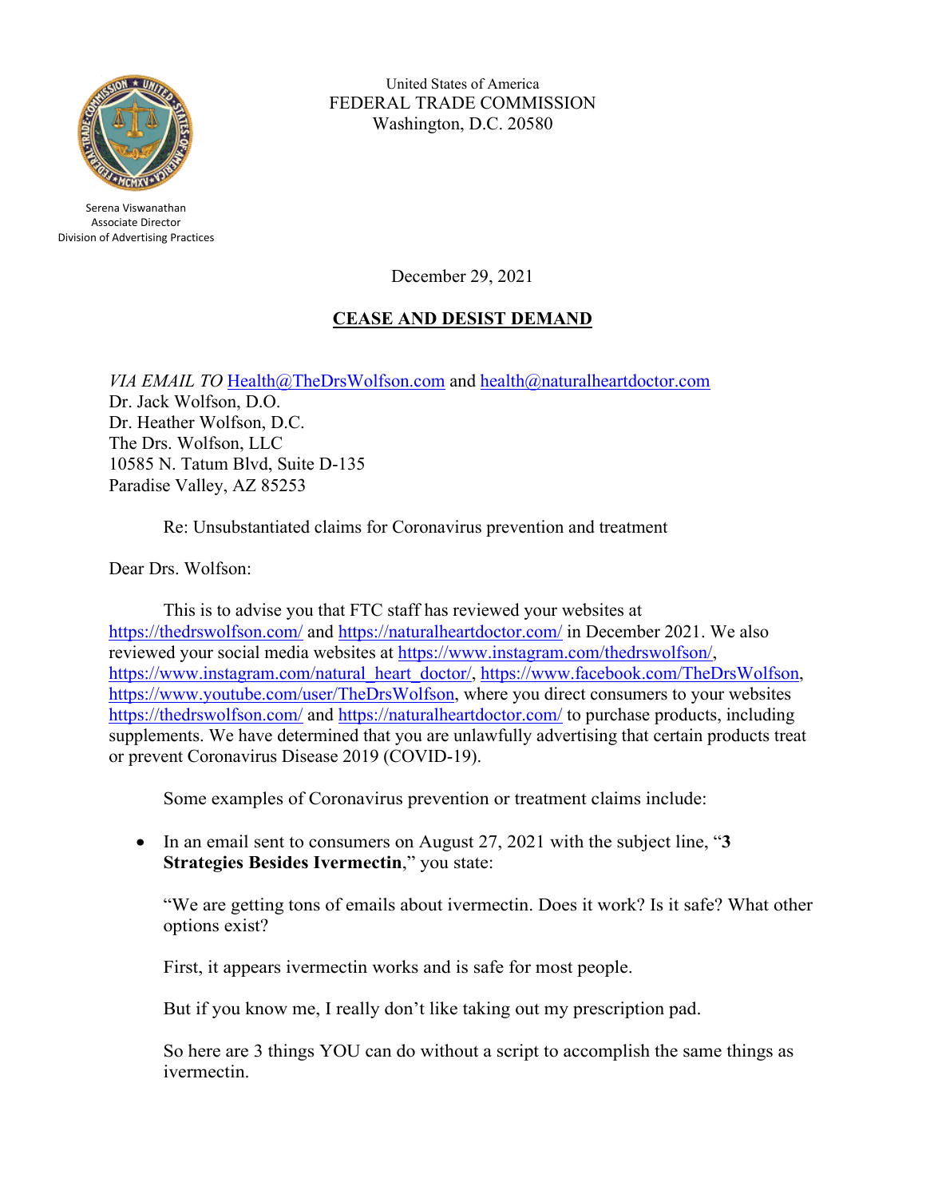United States of America
FEDERAL TRADE COMMISSION
Washington, D.C. 20580

Serena Viswanathan
Associate Director
Division of Advertising Practices

December 29, 2021

## CEASE AND DESIST DEMAND

*VIA EMAIL TO* Health@TheDrsWolfson.com and health@naturalheartdoctor.com
Dr. Jack Wolfson, D.O.
Dr. Heather Wolfson, D.C.
The Drs. Wolfson, LLC
10585 N. Tatum Blvd, Suite D-135
Paradise Valley, AZ 85253

Re: Unsubstantiated claims for Coronavirus prevention and treatment

Dear Drs. Wolfson:

This is to advise you that FTC staff has reviewed your websites at https://thedrswolfson.com/ and https://naturalheartdoctor.com/ in December 2021. We also reviewed your social media websites at https://www.instagram.com/thedrswolfson/, https://www.instagram.com/natural_heart_doctor/, https://www.facebook.com/TheDrsWolfson, https://www.youtube.com/user/TheDrsWolfson, where you direct consumers to your websites https://thedrswolfson.com/ and https://naturalheartdoctor.com/ to purchase products, including supplements. We have determined that you are unlawfully advertising that certain products treat or prevent Coronavirus Disease 2019 (COVID-19).

Some examples of Coronavirus prevention or treatment claims include:

- In an email sent to consumers on August 27, 2021 with the subject line, "**3 Strategies Besides Ivermectin**," you state:

  "We are getting tons of emails about ivermectin. Does it work? Is it safe? What other options exist?

  First, it appears ivermectin works and is safe for most people.

  But if you know me, I really don't like taking out my prescription pad.

  So here are 3 things YOU can do without a script to accomplish the same things as ivermectin.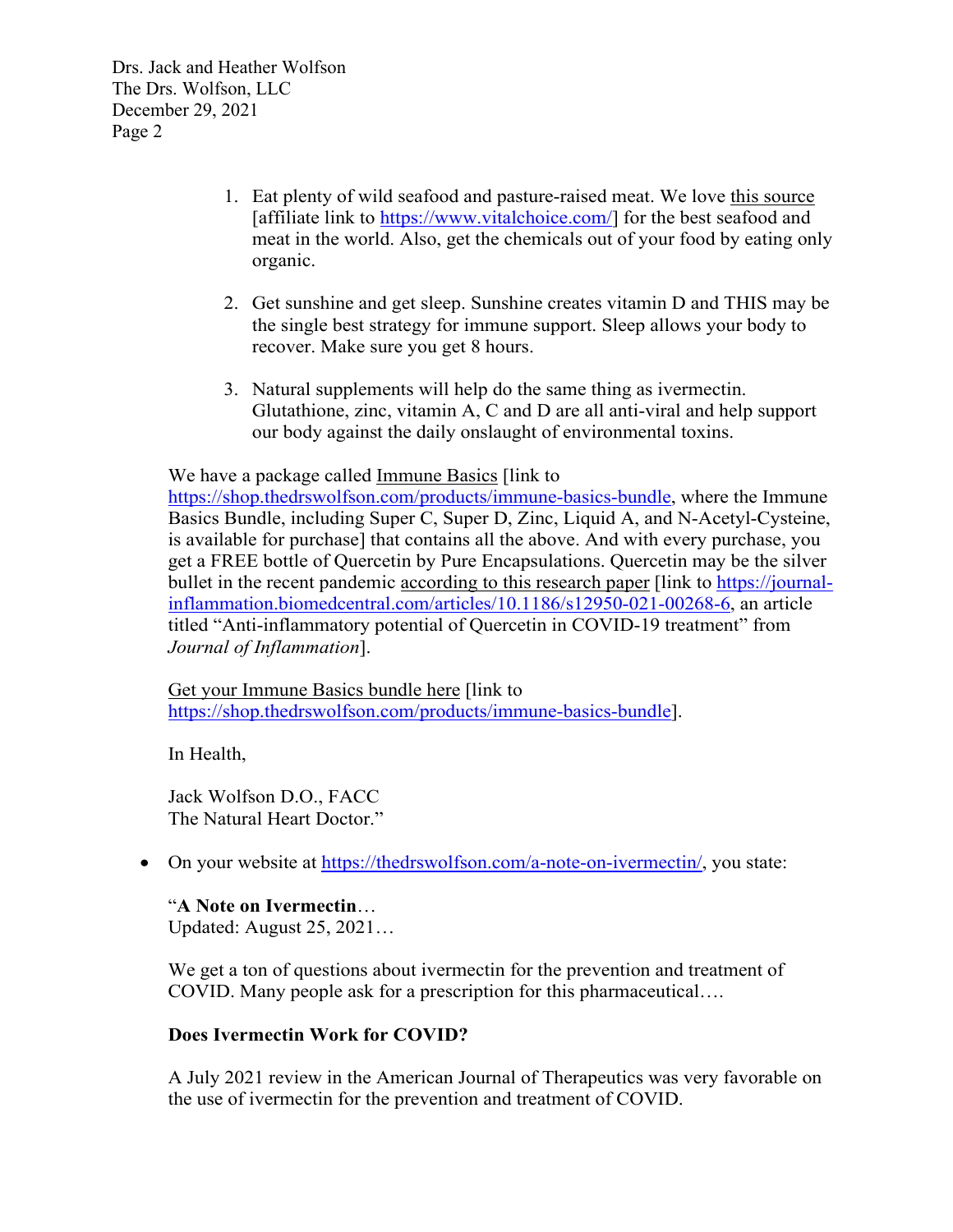1. Eat plenty of wild seafood and pasture-raised meat. We love this source [affiliate link to https://www.vitalchoice.com/] for the best seafood and meat in the world. Also, get the chemicals out of your food by eating only organic.

2. Get sunshine and get sleep. Sunshine creates vitamin D and THIS may be the single best strategy for immune support. Sleep allows your body to recover. Make sure you get 8 hours.

3. Natural supplements will help do the same thing as ivermectin. Glutathione, zinc, vitamin A, C and D are all anti-viral and help support our body against the daily onslaught of environmental toxins.

We have a package called Immune Basics [link to https://shop.thedrswolfson.com/products/immune-basics-bundle, where the Immune Basics Bundle, including Super C, Super D, Zinc, Liquid A, and N-Acetyl-Cysteine, is available for purchase] that contains all the above. And with every purchase, you get a FREE bottle of Quercetin by Pure Encapsulations. Quercetin may be the silver bullet in the recent pandemic according to this research paper [link to https://journal-inflammation.biomedcentral.com/articles/10.1186/s12950-021-00268-6, an article titled "Anti-inflammatory potential of Quercetin in COVID-19 treatment" from *Journal of Inflammation*].

Get your Immune Basics bundle here [link to https://shop.thedrswolfson.com/products/immune-basics-bundle].

In Health,

Jack Wolfson D.O., FACC
The Natural Heart Doctor."

- On your website at https://thedrswolfson.com/a-note-on-ivermectin/, you state:

"**A Note on Ivermectin**…
Updated: August 25, 2021…

We get a ton of questions about ivermectin for the prevention and treatment of COVID. Many people ask for a prescription for this pharmaceutical….

**Does Ivermectin Work for COVID?**

A July 2021 review in the American Journal of Therapeutics was very favorable on the use of ivermectin for the prevention and treatment of COVID.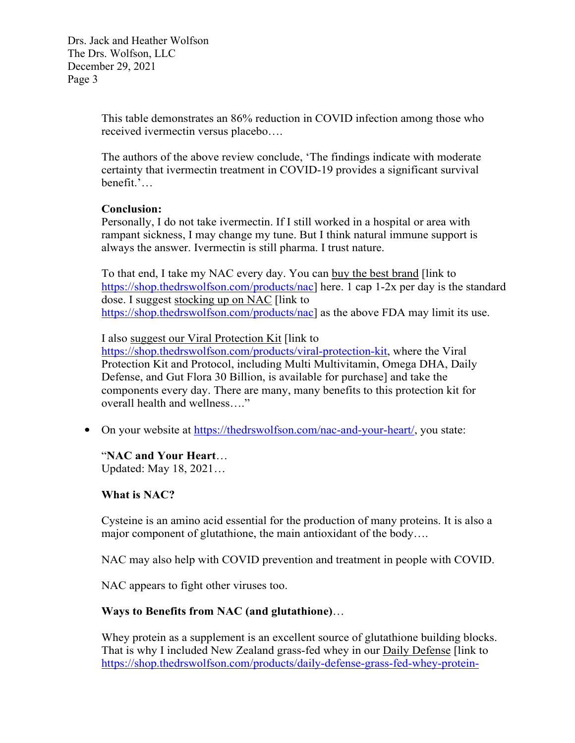This table demonstrates an 86% reduction in COVID infection among those who received ivermectin versus placebo….

The authors of the above review conclude, 'The findings indicate with moderate certainty that ivermectin treatment in COVID-19 provides a significant survival benefit.'…

**Conclusion:**
Personally, I do not take ivermectin. If I still worked in a hospital or area with rampant sickness, I may change my tune. But I think natural immune support is always the answer. Ivermectin is still pharma. I trust nature.

To that end, I take my NAC every day. You can buy the best brand [link to https://shop.thedrswolfson.com/products/nac] here. 1 cap 1-2x per day is the standard dose. I suggest stocking up on NAC [link to https://shop.thedrswolfson.com/products/nac] as the above FDA may limit its use.

I also suggest our Viral Protection Kit [link to https://shop.thedrswolfson.com/products/viral-protection-kit, where the Viral Protection Kit and Protocol, including Multi Multivitamin, Omega DHA, Daily Defense, and Gut Flora 30 Billion, is available for purchase] and take the components every day. There are many, many benefits to this protection kit for overall health and wellness…."

- On your website at https://thedrswolfson.com/nac-and-your-heart/, you state:

  "**NAC and Your Heart**…
  Updated: May 18, 2021…

  **What is NAC?**

  Cysteine is an amino acid essential for the production of many proteins. It is also a major component of glutathione, the main antioxidant of the body….

  NAC may also help with COVID prevention and treatment in people with COVID.

  NAC appears to fight other viruses too.

  **Ways to Benefits from NAC (and glutathione)**…

  Whey protein as a supplement is an excellent source of glutathione building blocks. That is why I included New Zealand grass-fed whey in our Daily Defense [link to https://shop.thedrswolfson.com/products/daily-defense-grass-fed-whey-protein-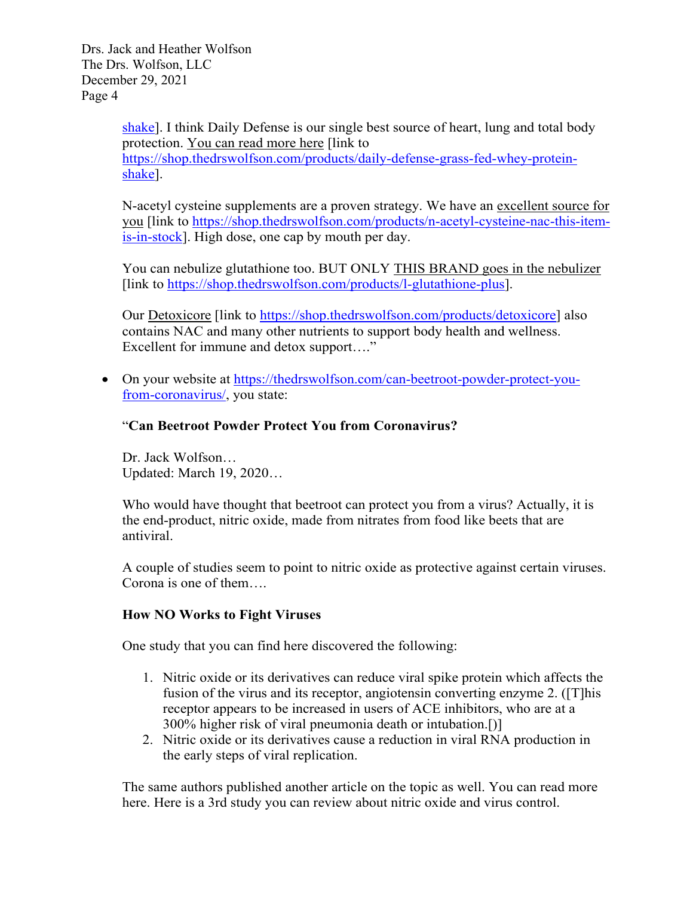shake]. I think Daily Defense is our single best source of heart, lung and total body protection. You can read more here [link to https://shop.thedrswolfson.com/products/daily-defense-grass-fed-whey-protein-shake].

N-acetyl cysteine supplements are a proven strategy. We have an excellent source for you [link to https://shop.thedrswolfson.com/products/n-acetyl-cysteine-nac-this-item-is-in-stock]. High dose, one cap by mouth per day.

You can nebulize glutathione too. BUT ONLY THIS BRAND goes in the nebulizer [link to https://shop.thedrswolfson.com/products/l-glutathione-plus].

Our Detoxicore [link to https://shop.thedrswolfson.com/products/detoxicore] also contains NAC and many other nutrients to support body health and wellness. Excellent for immune and detox support…."

- On your website at https://thedrswolfson.com/can-beetroot-powder-protect-you-from-coronavirus/, you state:

"**Can Beetroot Powder Protect You from Coronavirus?**

Dr. Jack Wolfson…
Updated: March 19, 2020…

Who would have thought that beetroot can protect you from a virus? Actually, it is the end-product, nitric oxide, made from nitrates from food like beets that are antiviral.

A couple of studies seem to point to nitric oxide as protective against certain viruses. Corona is one of them….

**How NO Works to Fight Viruses**

One study that you can find here discovered the following:

1. Nitric oxide or its derivatives can reduce viral spike protein which affects the fusion of the virus and its receptor, angiotensin converting enzyme 2. ([T]his receptor appears to be increased in users of ACE inhibitors, who are at a 300% higher risk of viral pneumonia death or intubation.[)]
2. Nitric oxide or its derivatives cause a reduction in viral RNA production in the early steps of viral replication.

The same authors published another article on the topic as well. You can read more here. Here is a 3rd study you can review about nitric oxide and virus control.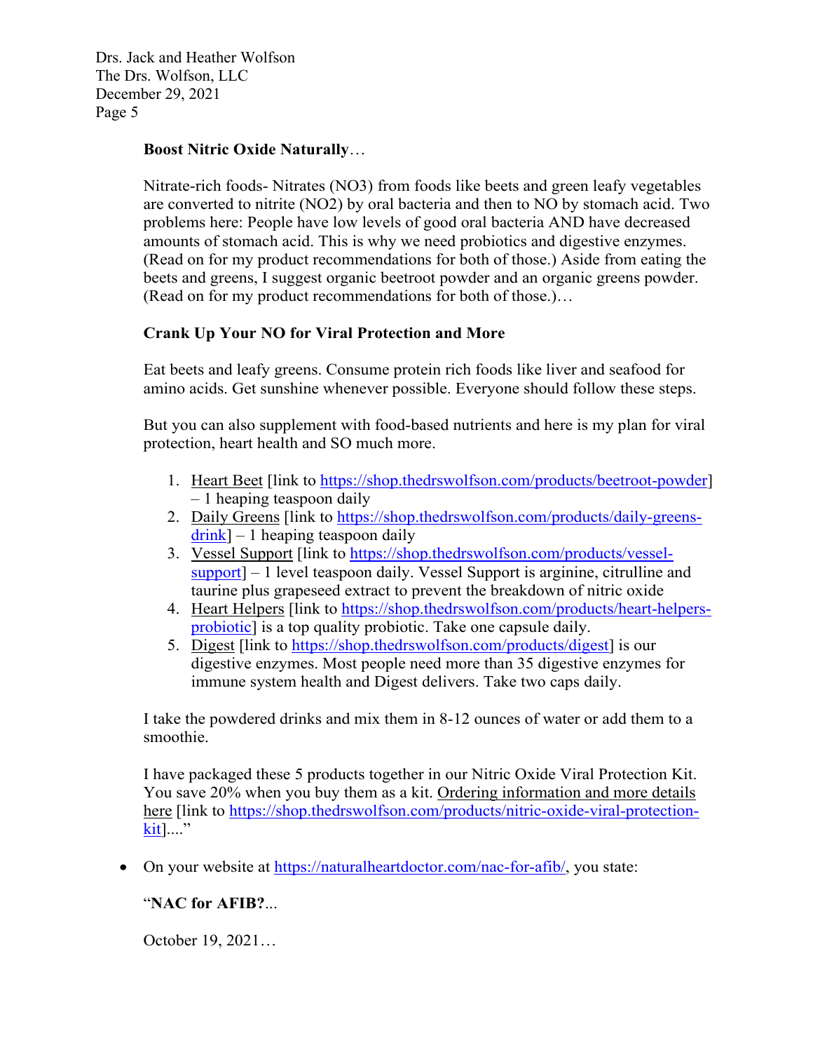**Boost Nitric Oxide Naturally**…

Nitrate-rich foods- Nitrates (NO3) from foods like beets and green leafy vegetables are converted to nitrite (NO2) by oral bacteria and then to NO by stomach acid. Two problems here: People have low levels of good oral bacteria AND have decreased amounts of stomach acid. This is why we need probiotics and digestive enzymes. (Read on for my product recommendations for both of those.) Aside from eating the beets and greens, I suggest organic beetroot powder and an organic greens powder. (Read on for my product recommendations for both of those.)…

**Crank Up Your NO for Viral Protection and More**

Eat beets and leafy greens. Consume protein rich foods like liver and seafood for amino acids. Get sunshine whenever possible. Everyone should follow these steps.

But you can also supplement with food-based nutrients and here is my plan for viral protection, heart health and SO much more.

1. Heart Beet [link to https://shop.thedrswolfson.com/products/beetroot-powder] – 1 heaping teaspoon daily
2. Daily Greens [link to https://shop.thedrswolfson.com/products/daily-greens-drink] – 1 heaping teaspoon daily
3. Vessel Support [link to https://shop.thedrswolfson.com/products/vessel-support] – 1 level teaspoon daily. Vessel Support is arginine, citrulline and taurine plus grapeseed extract to prevent the breakdown of nitric oxide
4. Heart Helpers [link to https://shop.thedrswolfson.com/products/heart-helpers-probiotic] is a top quality probiotic. Take one capsule daily.
5. Digest [link to https://shop.thedrswolfson.com/products/digest] is our digestive enzymes. Most people need more than 35 digestive enzymes for immune system health and Digest delivers. Take two caps daily.

I take the powdered drinks and mix them in 8-12 ounces of water or add them to a smoothie.

I have packaged these 5 products together in our Nitric Oxide Viral Protection Kit. You save 20% when you buy them as a kit. Ordering information and more details here [link to https://shop.thedrswolfson.com/products/nitric-oxide-viral-protection-kit]...."

- On your website at https://naturalheartdoctor.com/nac-for-afib/, you state:

  "**NAC for AFIB?**...

  October 19, 2021…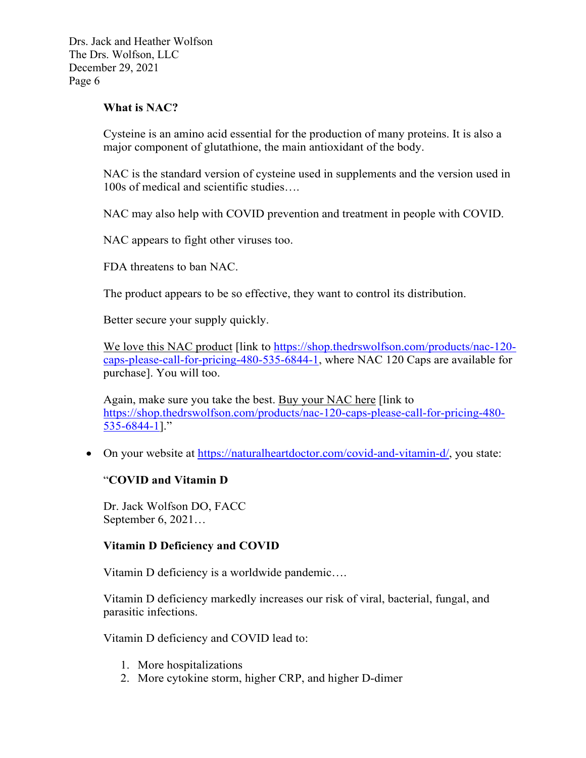**What is NAC?**

Cysteine is an amino acid essential for the production of many proteins. It is also a major component of glutathione, the main antioxidant of the body.

NAC is the standard version of cysteine used in supplements and the version used in 100s of medical and scientific studies….

NAC may also help with COVID prevention and treatment in people with COVID.

NAC appears to fight other viruses too.

FDA threatens to ban NAC.

The product appears to be so effective, they want to control its distribution.

Better secure your supply quickly.

We love this NAC product [link to https://shop.thedrswolfson.com/products/nac-120-caps-please-call-for-pricing-480-535-6844-1, where NAC 120 Caps are available for purchase]. You will too.

Again, make sure you take the best. Buy your NAC here [link to https://shop.thedrswolfson.com/products/nac-120-caps-please-call-for-pricing-480-535-6844-1]."

- On your website at https://naturalheartdoctor.com/covid-and-vitamin-d/, you state:

"**COVID and Vitamin D**

Dr. Jack Wolfson DO, FACC
September 6, 2021…

**Vitamin D Deficiency and COVID**

Vitamin D deficiency is a worldwide pandemic….

Vitamin D deficiency markedly increases our risk of viral, bacterial, fungal, and parasitic infections.

Vitamin D deficiency and COVID lead to:

1. More hospitalizations
2. More cytokine storm, higher CRP, and higher D-dimer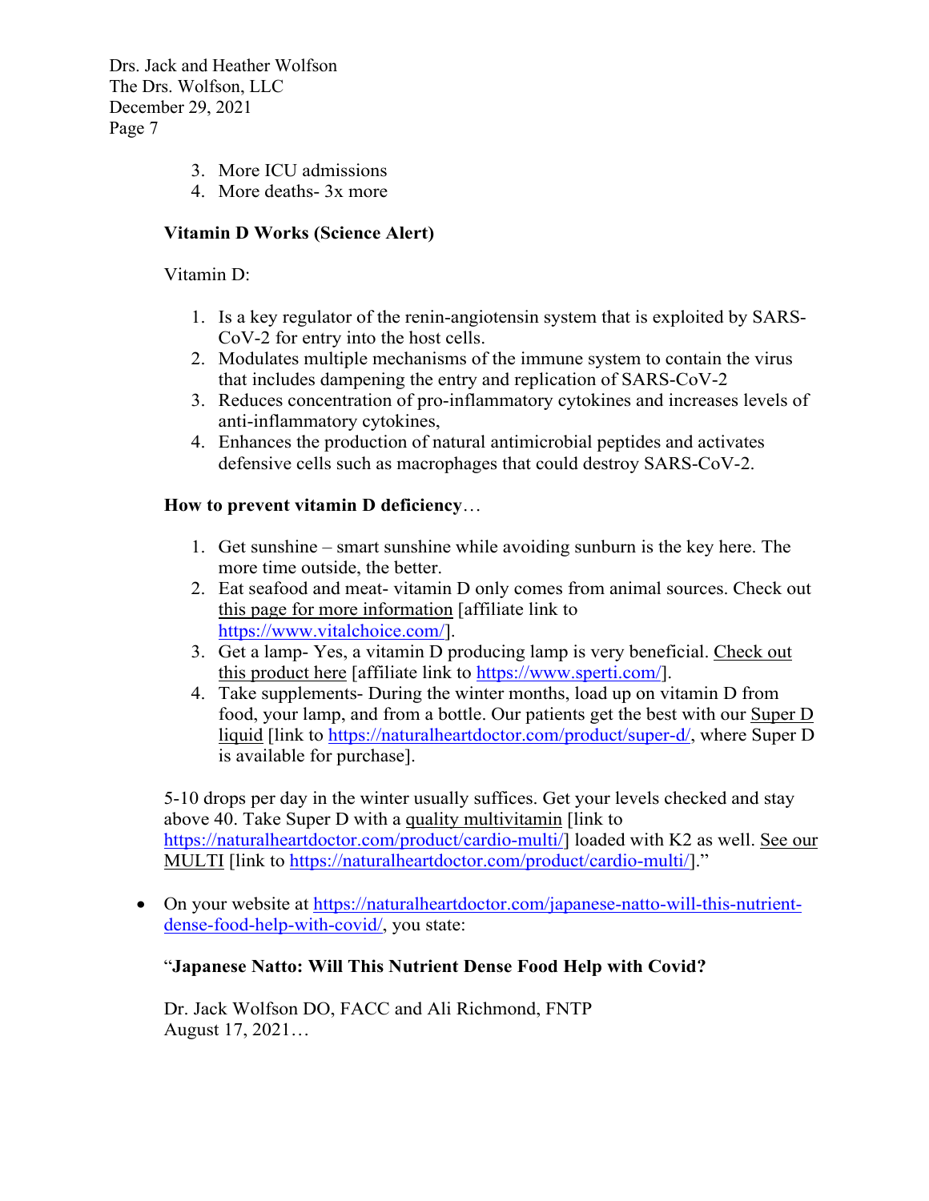3. More ICU admissions
4. More deaths- 3x more

**Vitamin D Works (Science Alert)**

Vitamin D:

1. Is a key regulator of the renin-angiotensin system that is exploited by SARS-CoV-2 for entry into the host cells.
2. Modulates multiple mechanisms of the immune system to contain the virus that includes dampening the entry and replication of SARS-CoV-2
3. Reduces concentration of pro-inflammatory cytokines and increases levels of anti-inflammatory cytokines,
4. Enhances the production of natural antimicrobial peptides and activates defensive cells such as macrophages that could destroy SARS-CoV-2.

**How to prevent vitamin D deficiency**…

1. Get sunshine – smart sunshine while avoiding sunburn is the key here. The more time outside, the better.
2. Eat seafood and meat- vitamin D only comes from animal sources. Check out this page for more information [affiliate link to https://www.vitalchoice.com/].
3. Get a lamp- Yes, a vitamin D producing lamp is very beneficial. Check out this product here [affiliate link to https://www.sperti.com/].
4. Take supplements- During the winter months, load up on vitamin D from food, your lamp, and from a bottle. Our patients get the best with our Super D liquid [link to https://naturalheartdoctor.com/product/super-d/, where Super D is available for purchase].

5-10 drops per day in the winter usually suffices. Get your levels checked and stay above 40. Take Super D with a quality multivitamin [link to https://naturalheartdoctor.com/product/cardio-multi/] loaded with K2 as well. See our MULTI [link to https://naturalheartdoctor.com/product/cardio-multi/]."

- On your website at https://naturalheartdoctor.com/japanese-natto-will-this-nutrient-dense-food-help-with-covid/, you state:

  "**Japanese Natto: Will This Nutrient Dense Food Help with Covid?**

  Dr. Jack Wolfson DO, FACC and Ali Richmond, FNTP
  August 17, 2021…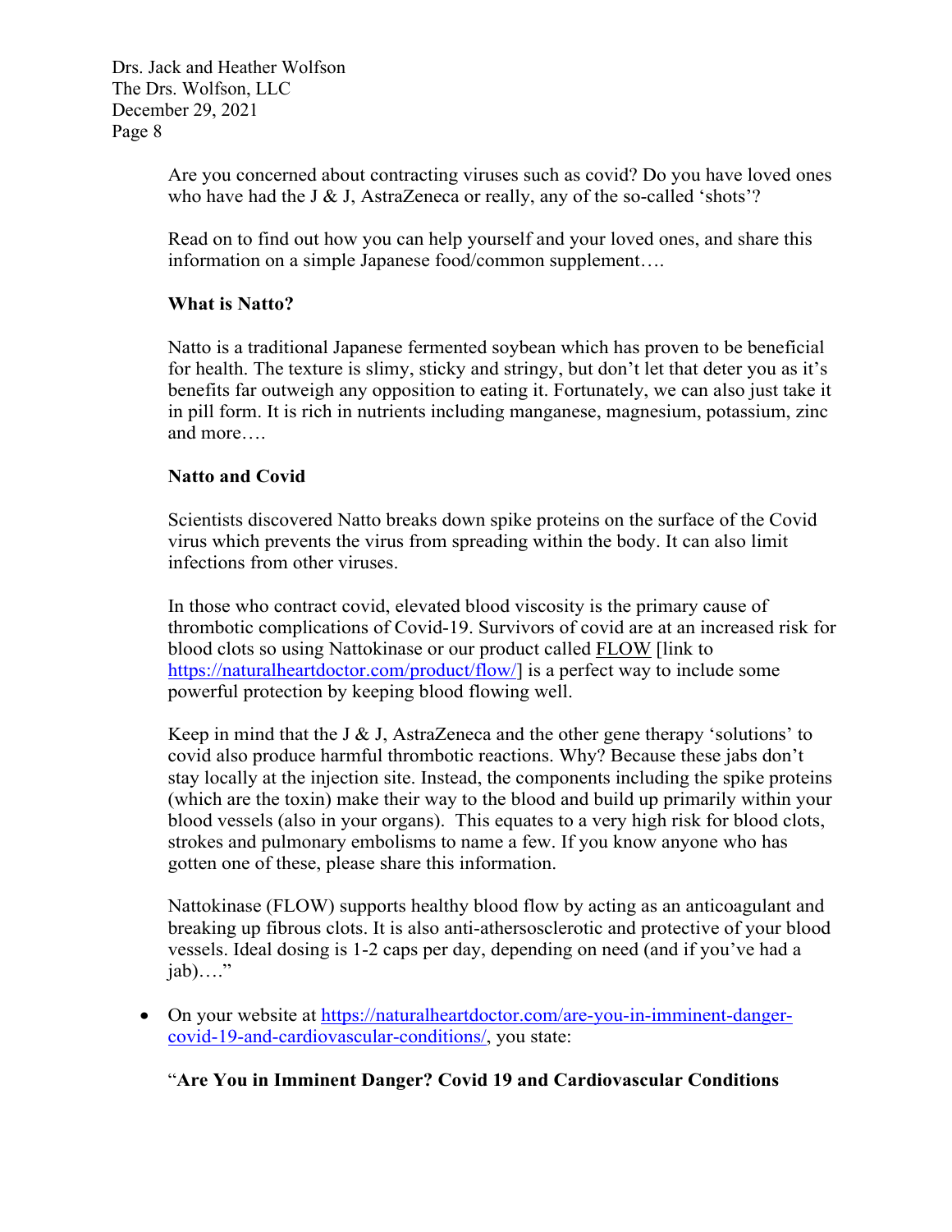Are you concerned about contracting viruses such as covid? Do you have loved ones who have had the J & J, AstraZeneca or really, any of the so-called 'shots'?

Read on to find out how you can help yourself and your loved ones, and share this information on a simple Japanese food/common supplement….

**What is Natto?**

Natto is a traditional Japanese fermented soybean which has proven to be beneficial for health. The texture is slimy, sticky and stringy, but don't let that deter you as it's benefits far outweigh any opposition to eating it. Fortunately, we can also just take it in pill form. It is rich in nutrients including manganese, magnesium, potassium, zinc and more….

**Natto and Covid**

Scientists discovered Natto breaks down spike proteins on the surface of the Covid virus which prevents the virus from spreading within the body. It can also limit infections from other viruses.

In those who contract covid, elevated blood viscosity is the primary cause of thrombotic complications of Covid-19. Survivors of covid are at an increased risk for blood clots so using Nattokinase or our product called FLOW [link to https://naturalheartdoctor.com/product/flow/] is a perfect way to include some powerful protection by keeping blood flowing well.

Keep in mind that the J & J, AstraZeneca and the other gene therapy 'solutions' to covid also produce harmful thrombotic reactions. Why? Because these jabs don't stay locally at the injection site. Instead, the components including the spike proteins (which are the toxin) make their way to the blood and build up primarily within your blood vessels (also in your organs). This equates to a very high risk for blood clots, strokes and pulmonary embolisms to name a few. If you know anyone who has gotten one of these, please share this information.

Nattokinase (FLOW) supports healthy blood flow by acting as an anticoagulant and breaking up fibrous clots. It is also anti-athersosclerotic and protective of your blood vessels. Ideal dosing is 1-2 caps per day, depending on need (and if you've had a jab)…."

- On your website at https://naturalheartdoctor.com/are-you-in-imminent-danger-covid-19-and-cardiovascular-conditions/, you state:

"**Are You in Imminent Danger? Covid 19 and Cardiovascular Conditions**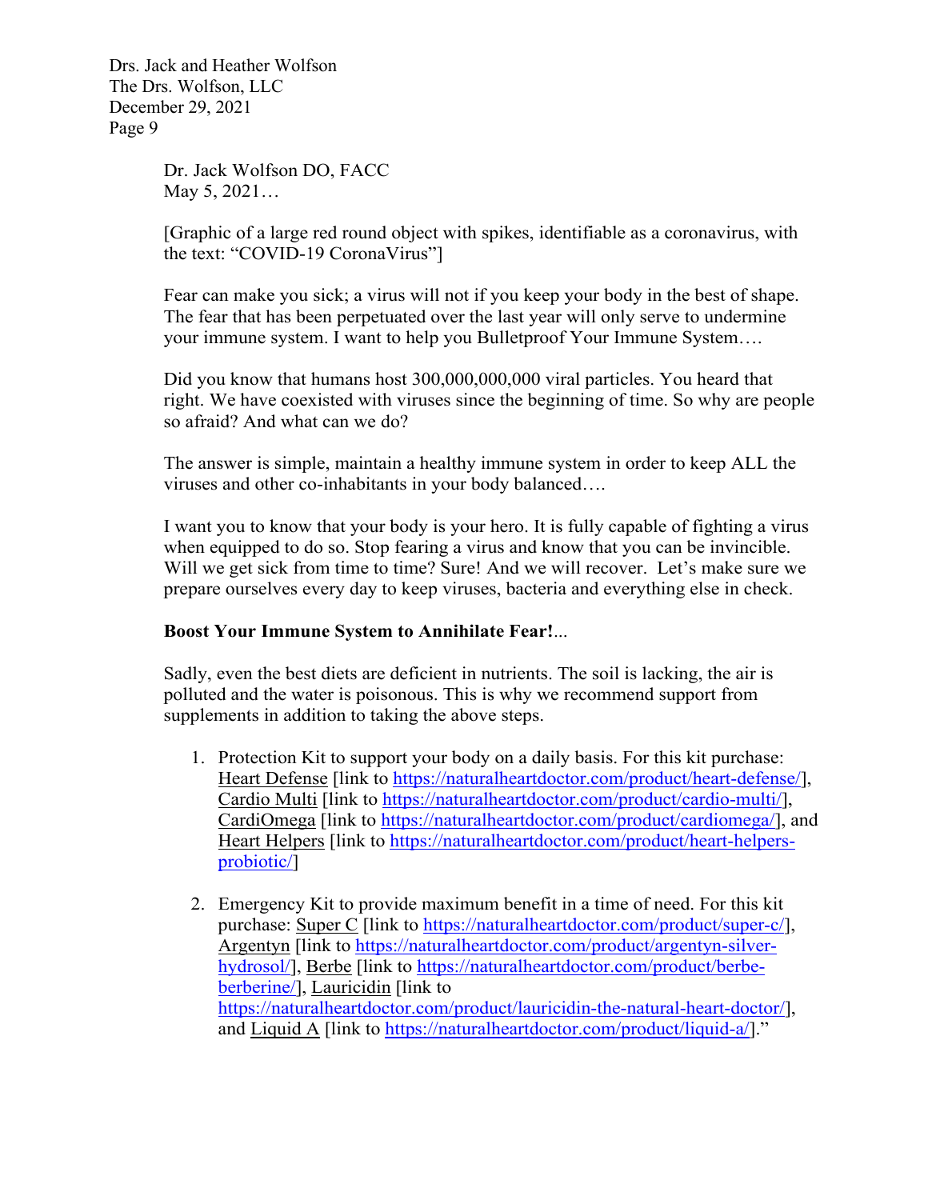Dr. Jack Wolfson DO, FACC
May 5, 2021…

[Graphic of a large red round object with spikes, identifiable as a coronavirus, with the text: "COVID-19 CoronaVirus"]

Fear can make you sick; a virus will not if you keep your body in the best of shape. The fear that has been perpetuated over the last year will only serve to undermine your immune system. I want to help you Bulletproof Your Immune System….

Did you know that humans host 300,000,000,000 viral particles. You heard that right. We have coexisted with viruses since the beginning of time. So why are people so afraid? And what can we do?

The answer is simple, maintain a healthy immune system in order to keep ALL the viruses and other co-inhabitants in your body balanced….

I want you to know that your body is your hero. It is fully capable of fighting a virus when equipped to do so. Stop fearing a virus and know that you can be invincible. Will we get sick from time to time? Sure! And we will recover. Let's make sure we prepare ourselves every day to keep viruses, bacteria and everything else in check.

**Boost Your Immune System to Annihilate Fear!**...

Sadly, even the best diets are deficient in nutrients. The soil is lacking, the air is polluted and the water is poisonous. This is why we recommend support from supplements in addition to taking the above steps.

1. Protection Kit to support your body on a daily basis. For this kit purchase: Heart Defense [link to https://naturalheartdoctor.com/product/heart-defense/], Cardio Multi [link to https://naturalheartdoctor.com/product/cardio-multi/], CardiOmega [link to https://naturalheartdoctor.com/product/cardiomega/], and Heart Helpers [link to https://naturalheartdoctor.com/product/heart-helpers-probiotic/]

2. Emergency Kit to provide maximum benefit in a time of need. For this kit purchase: Super C [link to https://naturalheartdoctor.com/product/super-c/], Argentyn [link to https://naturalheartdoctor.com/product/argentyn-silver-hydrosol/], Berbe [link to https://naturalheartdoctor.com/product/berbe-berberine/], Lauricidin [link to https://naturalheartdoctor.com/product/lauricidin-the-natural-heart-doctor/], and Liquid A [link to https://naturalheartdoctor.com/product/liquid-a/]."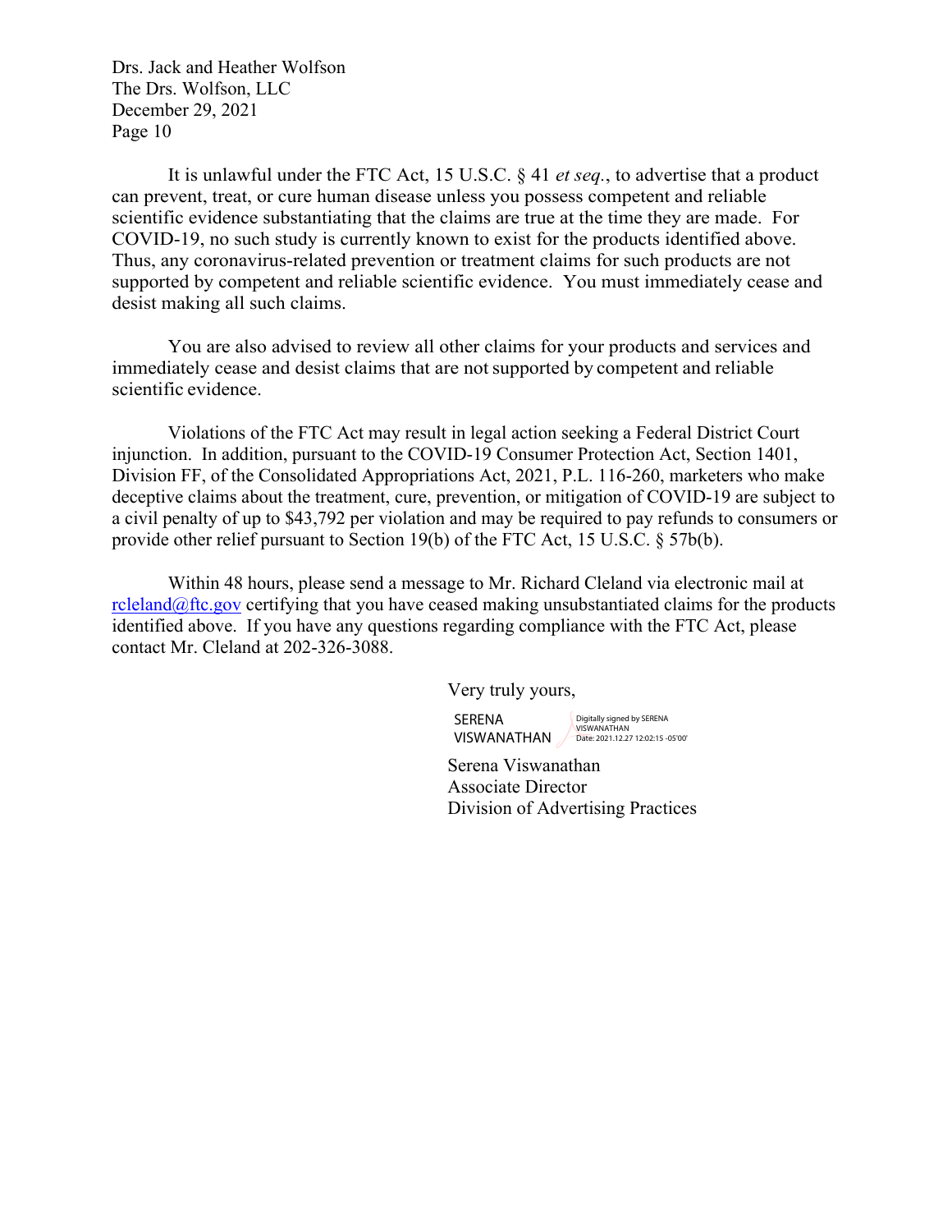It is unlawful under the FTC Act, 15 U.S.C. § 41 *et seq.*, to advertise that a product can prevent, treat, or cure human disease unless you possess competent and reliable scientific evidence substantiating that the claims are true at the time they are made. For COVID-19, no such study is currently known to exist for the products identified above. Thus, any coronavirus-related prevention or treatment claims for such products are not supported by competent and reliable scientific evidence. You must immediately cease and desist making all such claims.

You are also advised to review all other claims for your products and services and immediately cease and desist claims that are not supported by competent and reliable scientific evidence.

Violations of the FTC Act may result in legal action seeking a Federal District Court injunction. In addition, pursuant to the COVID-19 Consumer Protection Act, Section 1401, Division FF, of the Consolidated Appropriations Act, 2021, P.L. 116-260, marketers who make deceptive claims about the treatment, cure, prevention, or mitigation of COVID-19 are subject to a civil penalty of up to $43,792 per violation and may be required to pay refunds to consumers or provide other relief pursuant to Section 19(b) of the FTC Act, 15 U.S.C. § 57b(b).

Within 48 hours, please send a message to Mr. Richard Cleland via electronic mail at rcleland@ftc.gov certifying that you have ceased making unsubstantiated claims for the products identified above. If you have any questions regarding compliance with the FTC Act, please contact Mr. Cleland at 202-326-3088.

Very truly yours,

SERENA VISWANATHAN
Digitally signed by SERENA VISWANATHAN
Date: 2021.12.27 12:02:15 -05'00'

Serena Viswanathan
Associate Director
Division of Advertising Practices